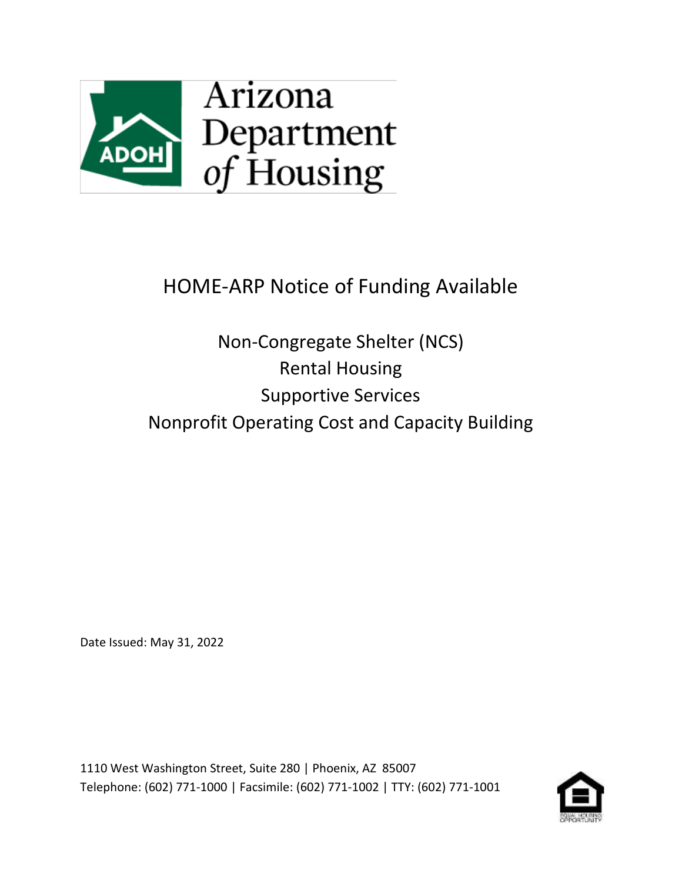Arizona Department of Housing

# HOME-ARP Notice of Funding Available

## Non-Congregate Shelter (NCS)
## Rental Housing
## Supportive Services
## Nonprofit Operating Cost and Capacity Building

Date Issued: May 31, 2022

1110 West Washington Street, Suite 280 | Phoenix, AZ 85007
Telephone: (602) 771-1000 | Facsimile: (602) 771-1002 | TTY: (602) 771-1001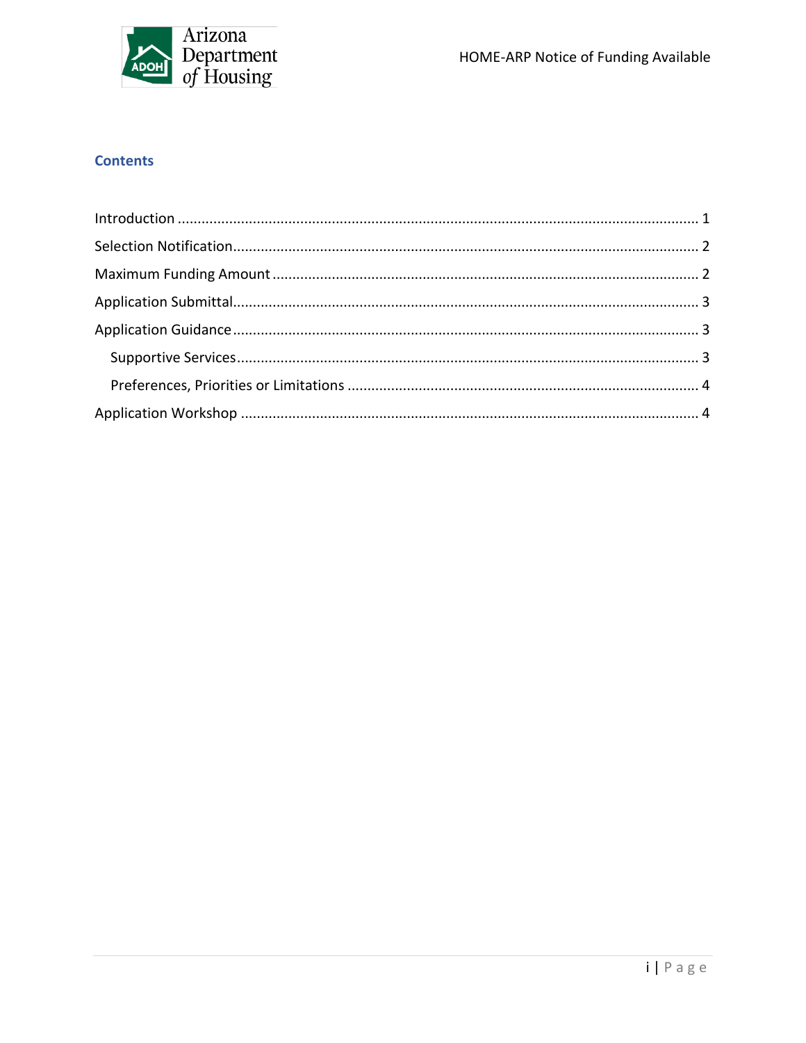## Contents

Introduction ..... 1

Selection Notification ..... 2

Maximum Funding Amount ..... 2

Application Submittal ..... 3

Application Guidance ..... 3

- Supportive Services ..... 3
- Preferences, Priorities or Limitations ..... 4

Application Workshop ..... 4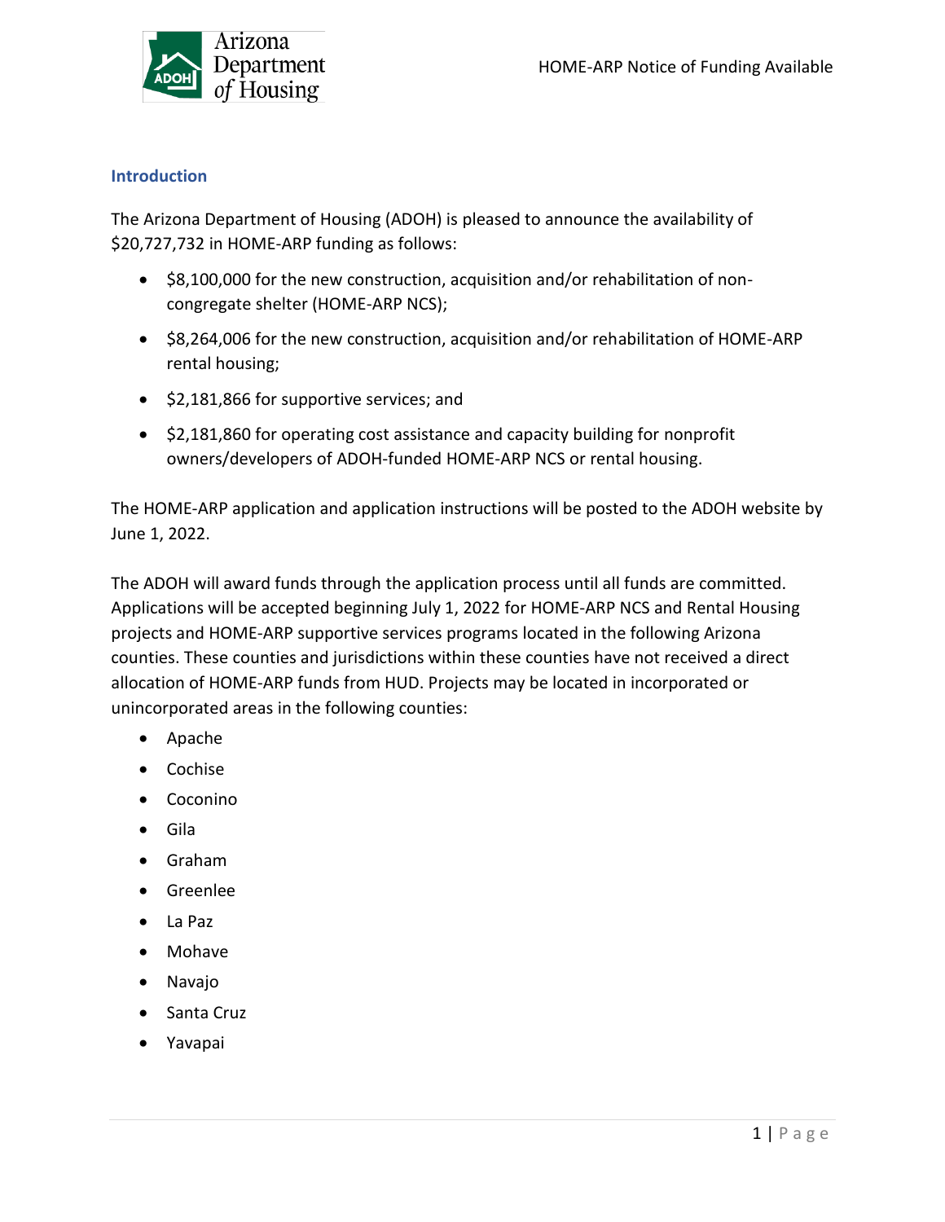## Introduction

The Arizona Department of Housing (ADOH) is pleased to announce the availability of $20,727,732 in HOME-ARP funding as follows:

- $8,100,000 for the new construction, acquisition and/or rehabilitation of non-congregate shelter (HOME-ARP NCS);
- $8,264,006 for the new construction, acquisition and/or rehabilitation of HOME-ARP rental housing;
- $2,181,866 for supportive services; and
- $2,181,860 for operating cost assistance and capacity building for nonprofit owners/developers of ADOH-funded HOME-ARP NCS or rental housing.

The HOME-ARP application and application instructions will be posted to the ADOH website by June 1, 2022.

The ADOH will award funds through the application process until all funds are committed. Applications will be accepted beginning July 1, 2022 for HOME-ARP NCS and Rental Housing projects and HOME-ARP supportive services programs located in the following Arizona counties. These counties and jurisdictions within these counties have not received a direct allocation of HOME-ARP funds from HUD. Projects may be located in incorporated or unincorporated areas in the following counties:

- Apache
- Cochise
- Coconino
- Gila
- Graham
- Greenlee
- La Paz
- Mohave
- Navajo
- Santa Cruz
- Yavapai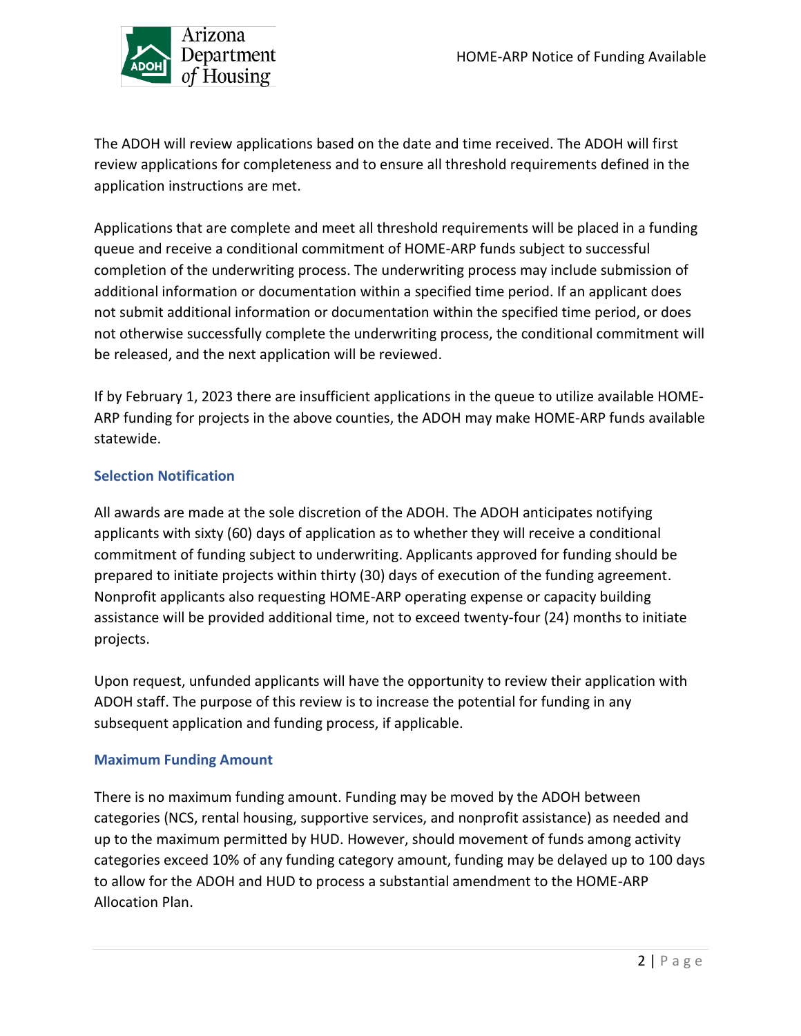The ADOH will review applications based on the date and time received. The ADOH will first review applications for completeness and to ensure all threshold requirements defined in the application instructions are met.

Applications that are complete and meet all threshold requirements will be placed in a funding queue and receive a conditional commitment of HOME-ARP funds subject to successful completion of the underwriting process. The underwriting process may include submission of additional information or documentation within a specified time period. If an applicant does not submit additional information or documentation within the specified time period, or does not otherwise successfully complete the underwriting process, the conditional commitment will be released, and the next application will be reviewed.

If by February 1, 2023 there are insufficient applications in the queue to utilize available HOME-ARP funding for projects in the above counties, the ADOH may make HOME-ARP funds available statewide.

### Selection Notification

All awards are made at the sole discretion of the ADOH. The ADOH anticipates notifying applicants with sixty (60) days of application as to whether they will receive a conditional commitment of funding subject to underwriting. Applicants approved for funding should be prepared to initiate projects within thirty (30) days of execution of the funding agreement. Nonprofit applicants also requesting HOME-ARP operating expense or capacity building assistance will be provided additional time, not to exceed twenty-four (24) months to initiate projects.

Upon request, unfunded applicants will have the opportunity to review their application with ADOH staff. The purpose of this review is to increase the potential for funding in any subsequent application and funding process, if applicable.

### Maximum Funding Amount

There is no maximum funding amount. Funding may be moved by the ADOH between categories (NCS, rental housing, supportive services, and nonprofit assistance) as needed and up to the maximum permitted by HUD. However, should movement of funds among activity categories exceed 10% of any funding category amount, funding may be delayed up to 100 days to allow for the ADOH and HUD to process a substantial amendment to the HOME-ARP Allocation Plan.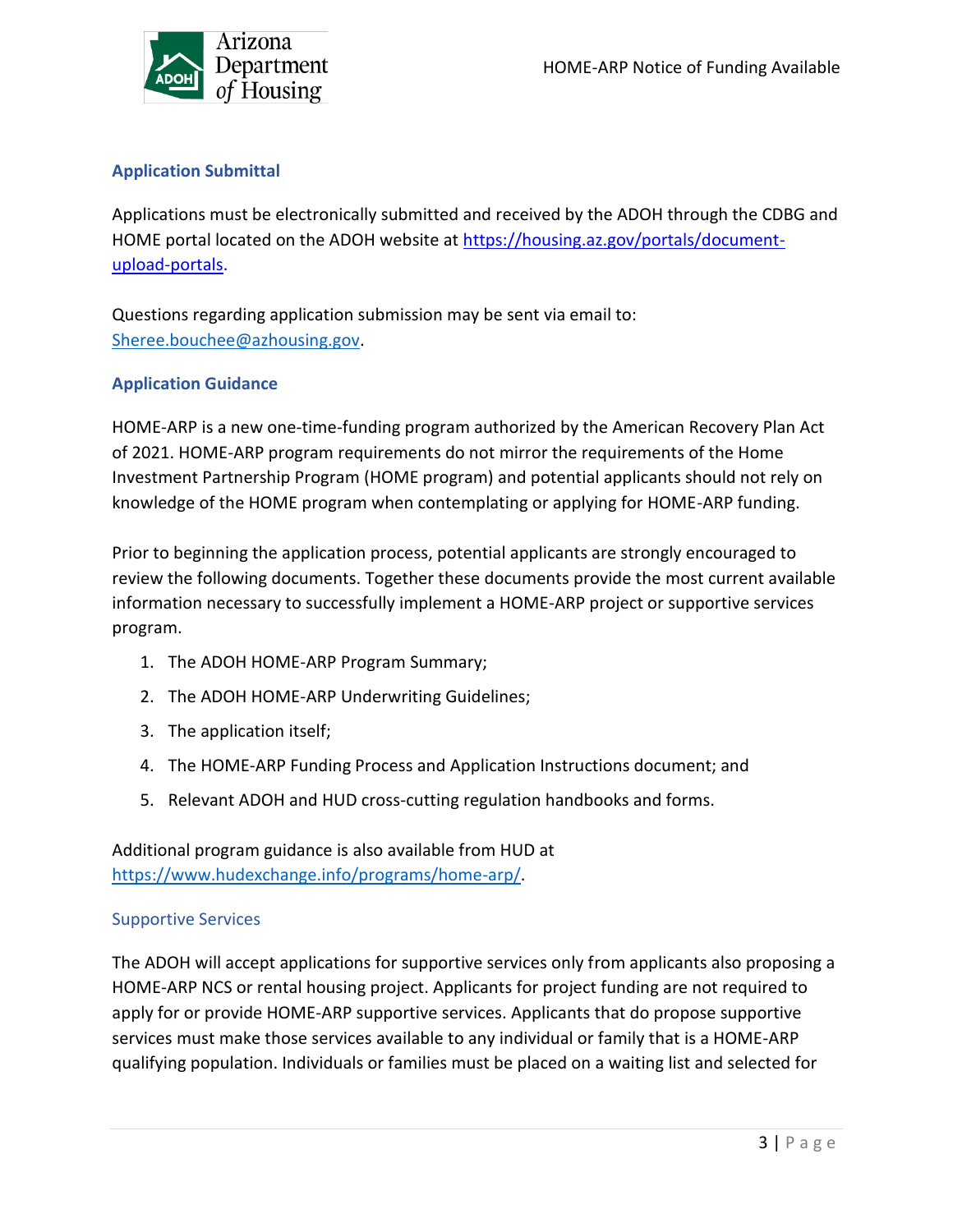## Application Submittal

Applications must be electronically submitted and received by the ADOH through the CDBG and HOME portal located on the ADOH website at [https://housing.az.gov/portals/document-upload-portals](https://housing.az.gov/portals/document-upload-portals).

Questions regarding application submission may be sent via email to: [Sheree.bouchee@azhousing.gov](mailto:Sheree.bouchee@azhousing.gov).

## Application Guidance

HOME-ARP is a new one-time-funding program authorized by the American Recovery Plan Act of 2021. HOME-ARP program requirements do not mirror the requirements of the Home Investment Partnership Program (HOME program) and potential applicants should not rely on knowledge of the HOME program when contemplating or applying for HOME-ARP funding.

Prior to beginning the application process, potential applicants are strongly encouraged to review the following documents. Together these documents provide the most current available information necessary to successfully implement a HOME-ARP project or supportive services program.

1. The ADOH HOME-ARP Program Summary;
2. The ADOH HOME-ARP Underwriting Guidelines;
3. The application itself;
4. The HOME-ARP Funding Process and Application Instructions document; and
5. Relevant ADOH and HUD cross-cutting regulation handbooks and forms.

Additional program guidance is also available from HUD at [https://www.hudexchange.info/programs/home-arp/](https://www.hudexchange.info/programs/home-arp/).

### Supportive Services

The ADOH will accept applications for supportive services only from applicants also proposing a HOME-ARP NCS or rental housing project. Applicants for project funding are not required to apply for or provide HOME-ARP supportive services. Applicants that do propose supportive services must make those services available to any individual or family that is a HOME-ARP qualifying population. Individuals or families must be placed on a waiting list and selected for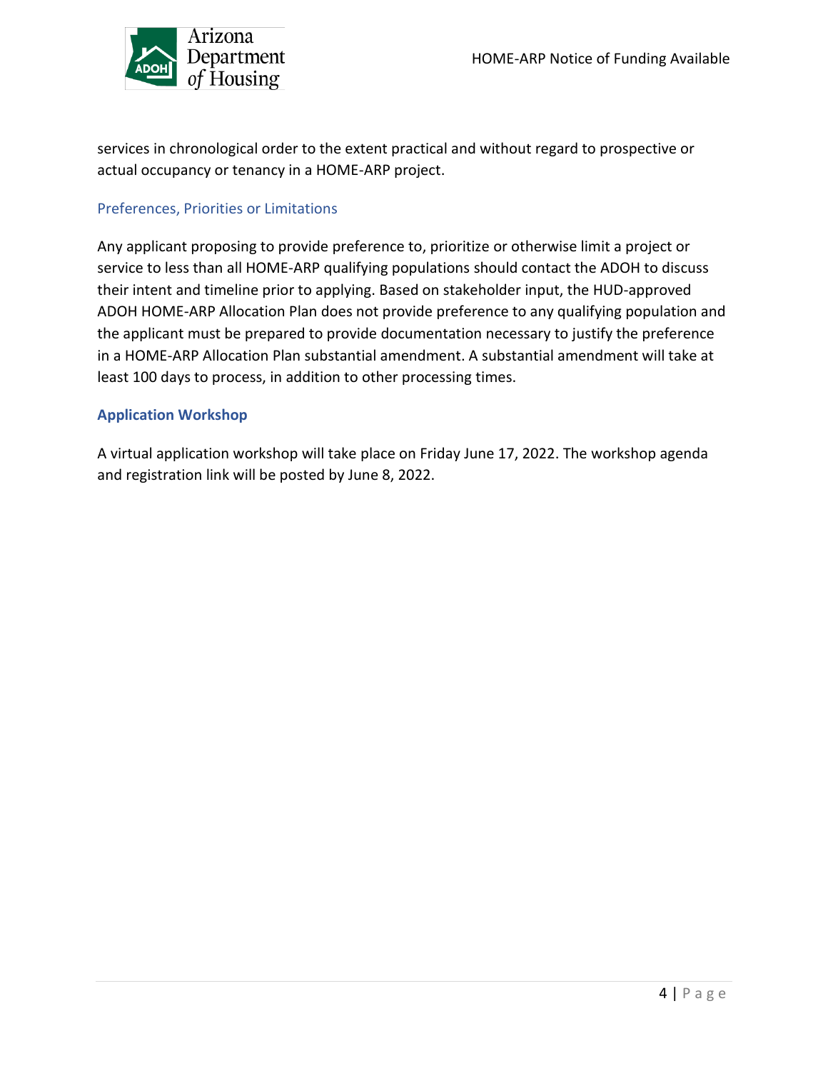services in chronological order to the extent practical and without regard to prospective or actual occupancy or tenancy in a HOME-ARP project.

### Preferences, Priorities or Limitations

Any applicant proposing to provide preference to, prioritize or otherwise limit a project or service to less than all HOME-ARP qualifying populations should contact the ADOH to discuss their intent and timeline prior to applying. Based on stakeholder input, the HUD-approved ADOH HOME-ARP Allocation Plan does not provide preference to any qualifying population and the applicant must be prepared to provide documentation necessary to justify the preference in a HOME-ARP Allocation Plan substantial amendment. A substantial amendment will take at least 100 days to process, in addition to other processing times.

## Application Workshop

A virtual application workshop will take place on Friday June 17, 2022. The workshop agenda and registration link will be posted by June 8, 2022.